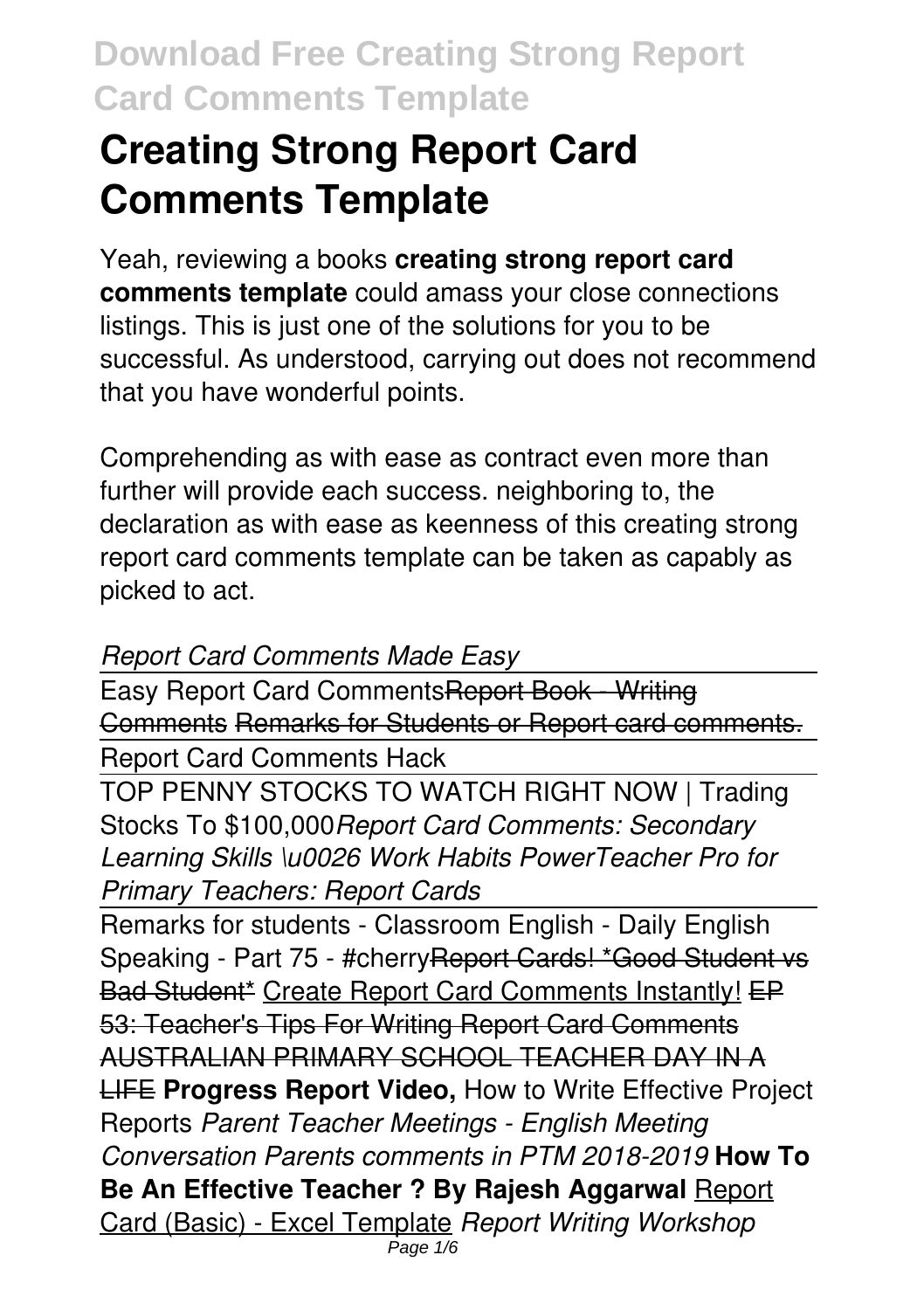# Creating Strong Report Card Comments Template

Yeah, reviewing a books **creating strong report card comments template** could amass your close connections listings. This is just one of the solutions for you to be successful. As understood, carrying out does not recommend that you have wonderful points.

Comprehending as with ease as contract even more than further will provide each success. neighboring to, the declaration as with ease as keenness of this creating strong report card comments template can be taken as capably as picked to act.

*Report Card Comments Made Easy*

Easy Report Card Comments ~~Report Book - Writing Comments~~ ~~Remarks for Students or Report card comments.~~

Report Card Comments Hack

TOP PENNY STOCKS TO WATCH RIGHT NOW | Trading Stocks To $100,000 *Report Card Comments: Secondary Learning Skills \u0026 Work Habits PowerTeacher Pro for Primary Teachers: Report Cards*

Remarks for students - Classroom English - Daily English Speaking - Part 75 - #cherry ~~Report Cards! *Good Student vs Bad Student*~~ Create Report Card Comments Instantly! ~~EP 53: Teacher's Tips For Writing Report Card Comments~~ ~~AUSTRALIAN PRIMARY SCHOOL TEACHER DAY IN A LIFE~~ **Progress Report Video,** How to Write Effective Project Reports *Parent Teacher Meetings - English Meeting Conversation Parents comments in PTM 2018-2019* **How To Be An Effective Teacher ? By Rajesh Aggarwal** Report Card (Basic) - Excel Template *Report Writing Workshop*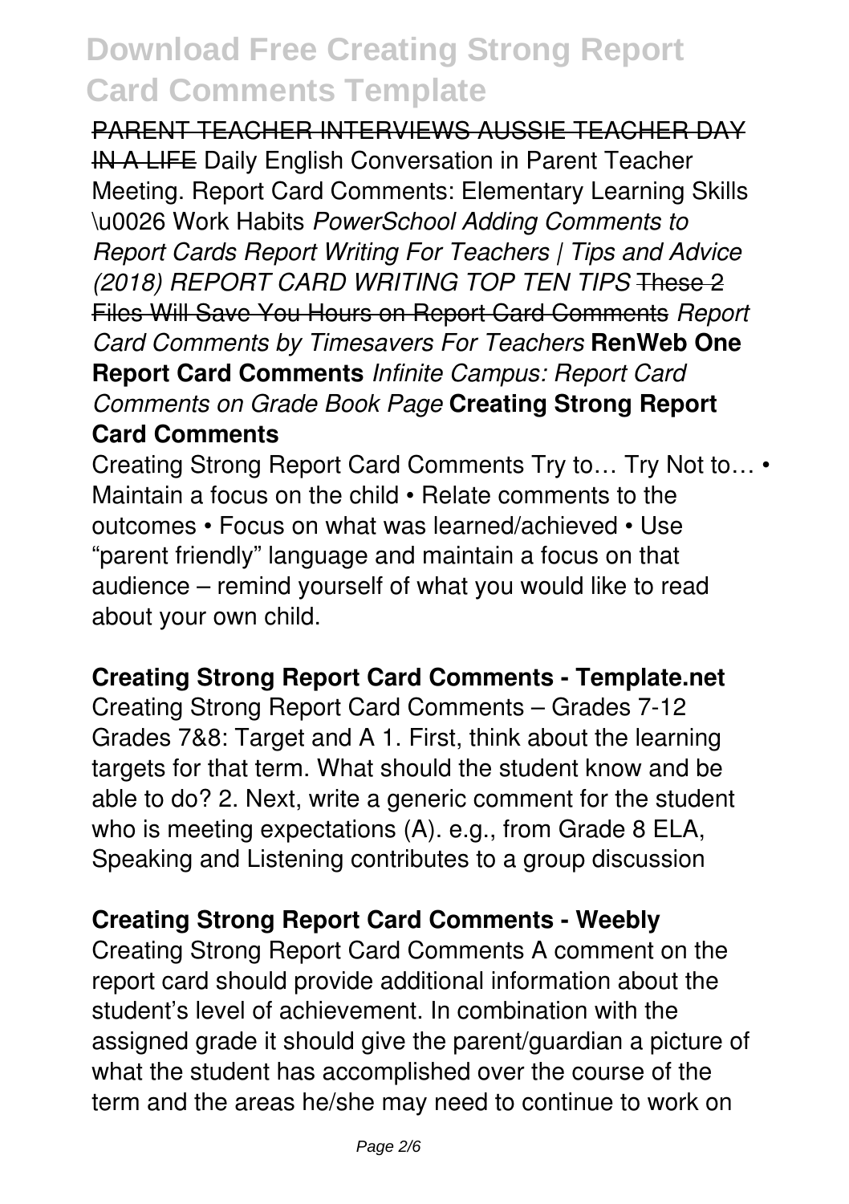~~PARENT TEACHER INTERVIEWS AUSSIE TEACHER DAY IN A LIFE~~ Daily English Conversation in Parent Teacher Meeting. Report Card Comments: Elementary Learning Skills \u0026 Work Habits *PowerSchool Adding Comments to Report Cards Report Writing For Teachers | Tips and Advice (2018) REPORT CARD WRITING TOP TEN TIPS* ~~These 2 Files Will Save You Hours on Report Card Comments~~ *Report Card Comments by Timesavers For Teachers* **RenWeb One Report Card Comments** *Infinite Campus: Report Card Comments on Grade Book Page* **Creating Strong Report Card Comments**

Creating Strong Report Card Comments Try to… Try Not to… • Maintain a focus on the child • Relate comments to the outcomes • Focus on what was learned/achieved • Use "parent friendly" language and maintain a focus on that audience – remind yourself of what you would like to read about your own child.

**Creating Strong Report Card Comments - Template.net**

Creating Strong Report Card Comments – Grades 7-12 Grades 7&8: Target and A 1. First, think about the learning targets for that term. What should the student know and be able to do? 2. Next, write a generic comment for the student who is meeting expectations (A). e.g., from Grade 8 ELA, Speaking and Listening contributes to a group discussion

**Creating Strong Report Card Comments - Weebly**

Creating Strong Report Card Comments A comment on the report card should provide additional information about the student's level of achievement. In combination with the assigned grade it should give the parent/guardian a picture of what the student has accomplished over the course of the term and the areas he/she may need to continue to work on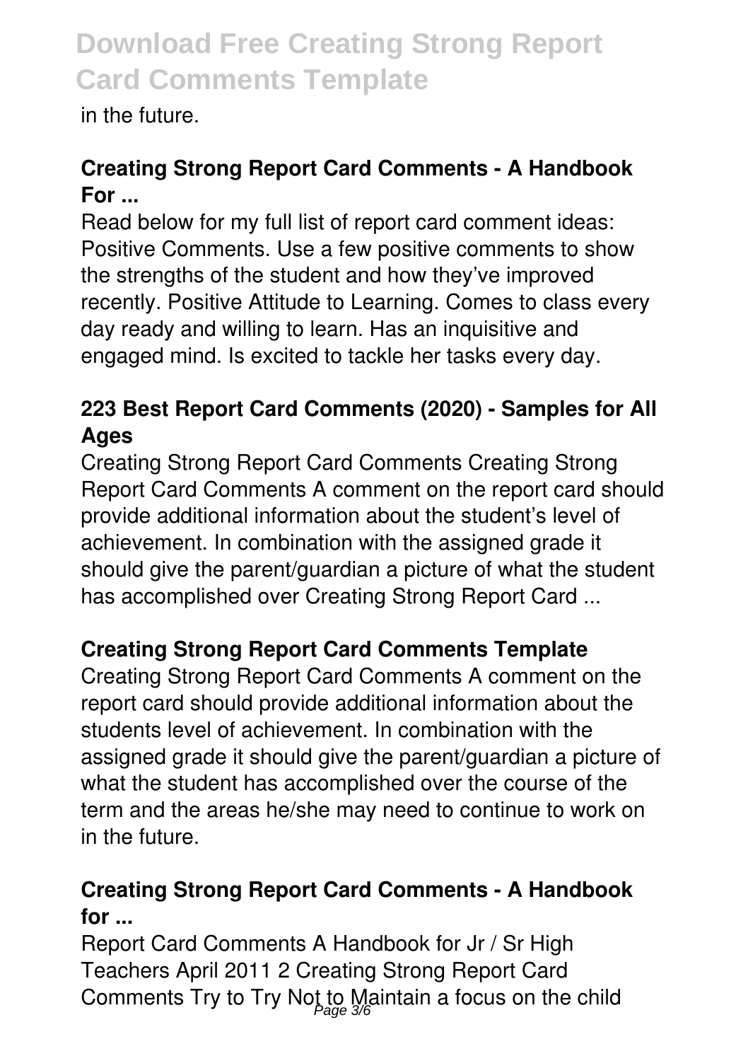in the future.

### Creating Strong Report Card Comments - A Handbook For ...

Read below for my full list of report card comment ideas: Positive Comments. Use a few positive comments to show the strengths of the student and how they've improved recently. Positive Attitude to Learning. Comes to class every day ready and willing to learn. Has an inquisitive and engaged mind. Is excited to tackle her tasks every day.

### 223 Best Report Card Comments (2020) - Samples for All Ages

Creating Strong Report Card Comments Creating Strong Report Card Comments A comment on the report card should provide additional information about the student's level of achievement. In combination with the assigned grade it should give the parent/guardian a picture of what the student has accomplished over Creating Strong Report Card ...

### Creating Strong Report Card Comments Template

Creating Strong Report Card Comments A comment on the report card should provide additional information about the students level of achievement. In combination with the assigned grade it should give the parent/guardian a picture of what the student has accomplished over the course of the term and the areas he/she may need to continue to work on in the future.

### Creating Strong Report Card Comments - A Handbook for ...

Report Card Comments A Handbook for Jr / Sr High Teachers April 2011 2 Creating Strong Report Card Comments Try to Try Not to Maintain a focus on the child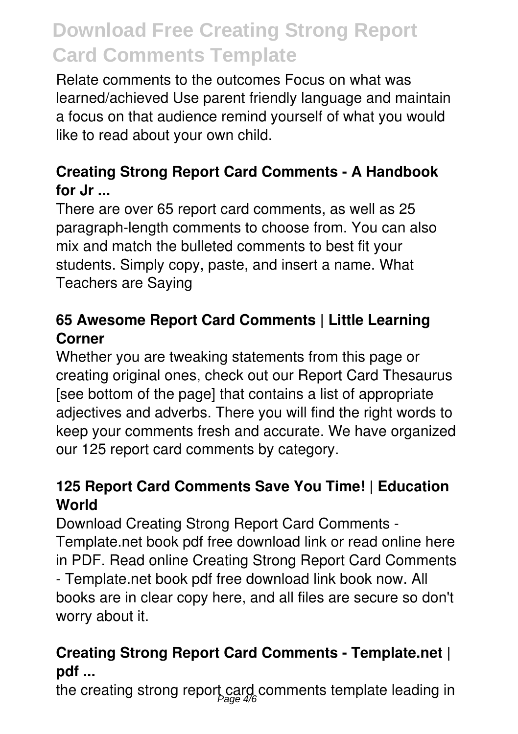Relate comments to the outcomes Focus on what was learned/achieved Use parent friendly language and maintain a focus on that audience remind yourself of what you would like to read about your own child.

### Creating Strong Report Card Comments - A Handbook for Jr ...

There are over 65 report card comments, as well as 25 paragraph-length comments to choose from. You can also mix and match the bulleted comments to best fit your students. Simply copy, paste, and insert a name. What Teachers are Saying

### 65 Awesome Report Card Comments | Little Learning Corner

Whether you are tweaking statements from this page or creating original ones, check out our Report Card Thesaurus [see bottom of the page] that contains a list of appropriate adjectives and adverbs. There you will find the right words to keep your comments fresh and accurate. We have organized our 125 report card comments by category.

### 125 Report Card Comments Save You Time! | Education World

Download Creating Strong Report Card Comments - Template.net book pdf free download link or read online here in PDF. Read online Creating Strong Report Card Comments - Template.net book pdf free download link book now. All books are in clear copy here, and all files are secure so don't worry about it.

### Creating Strong Report Card Comments - Template.net | pdf ...

the creating strong report card comments template leading in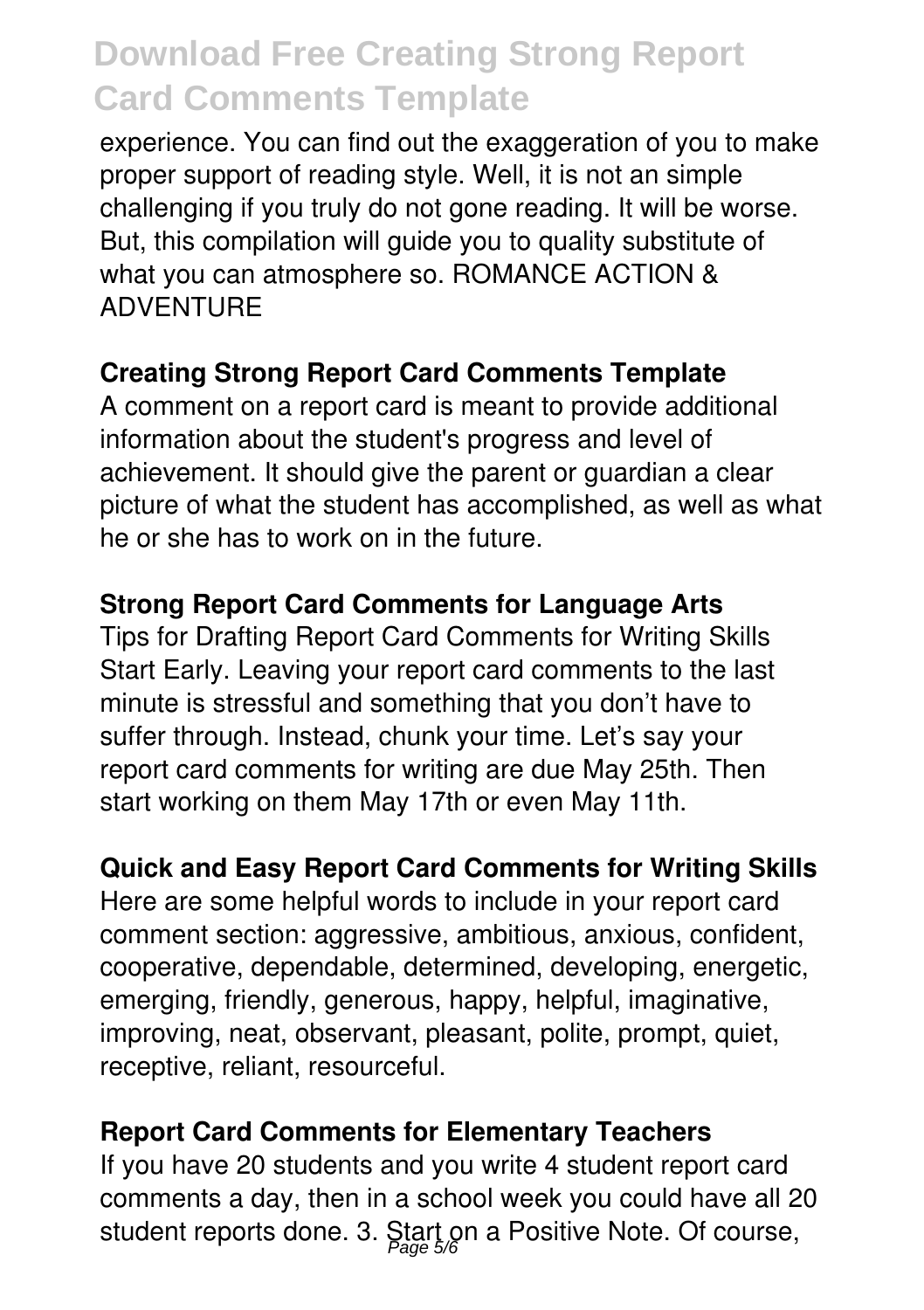experience. You can find out the exaggeration of you to make proper support of reading style. Well, it is not an simple challenging if you truly do not gone reading. It will be worse. But, this compilation will guide you to quality substitute of what you can atmosphere so. ROMANCE ACTION & ADVENTURE

**Creating Strong Report Card Comments Template**

A comment on a report card is meant to provide additional information about the student's progress and level of achievement. It should give the parent or guardian a clear picture of what the student has accomplished, as well as what he or she has to work on in the future.

**Strong Report Card Comments for Language Arts**

Tips for Drafting Report Card Comments for Writing Skills Start Early. Leaving your report card comments to the last minute is stressful and something that you don't have to suffer through. Instead, chunk your time. Let's say your report card comments for writing are due May 25th. Then start working on them May 17th or even May 11th.

**Quick and Easy Report Card Comments for Writing Skills**

Here are some helpful words to include in your report card comment section: aggressive, ambitious, anxious, confident, cooperative, dependable, determined, developing, energetic, emerging, friendly, generous, happy, helpful, imaginative, improving, neat, observant, pleasant, polite, prompt, quiet, receptive, reliant, resourceful.

**Report Card Comments for Elementary Teachers**

If you have 20 students and you write 4 student report card comments a day, then in a school week you could have all 20 student reports done. 3. Start on a Positive Note. Of course,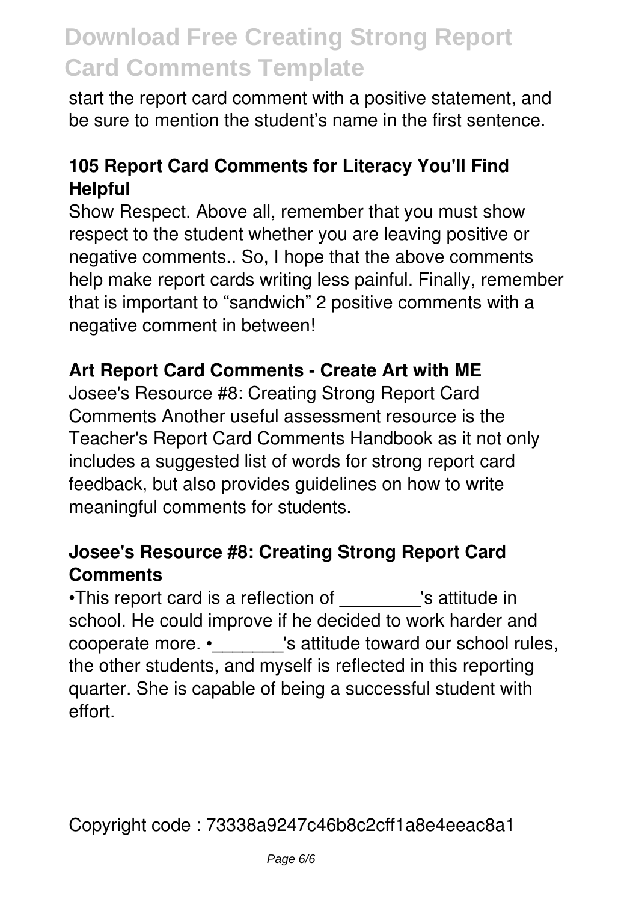start the report card comment with a positive statement, and be sure to mention the student's name in the first sentence.

### 105 Report Card Comments for Literacy You'll Find Helpful

Show Respect. Above all, remember that you must show respect to the student whether you are leaving positive or negative comments.. So, I hope that the above comments help make report cards writing less painful. Finally, remember that is important to "sandwich" 2 positive comments with a negative comment in between!

### Art Report Card Comments - Create Art with ME

Josee's Resource #8: Creating Strong Report Card Comments Another useful assessment resource is the Teacher's Report Card Comments Handbook as it not only includes a suggested list of words for strong report card feedback, but also provides guidelines on how to write meaningful comments for students.

### Josee's Resource #8: Creating Strong Report Card Comments

•This report card is a reflection of ________'s attitude in school. He could improve if he decided to work harder and cooperate more. •_______'s attitude toward our school rules, the other students, and myself is reflected in this reporting quarter. She is capable of being a successful student with effort.

Copyright code : 73338a9247c46b8c2cff1a8e4eeac8a1